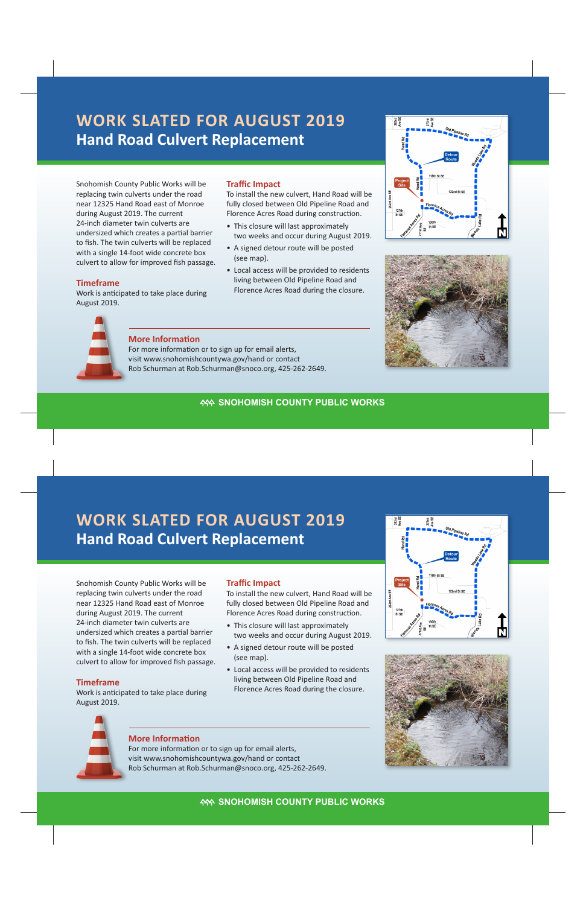# WORK SLATED FOR AUGUST 2019

## Hand Road Culvert Replacement

Snohomish County Public Works will be replacing twin culverts under the road near 12325 Hand Road east of Monroe during August 2019. The current 24-inch diameter twin culverts are undersized which creates a partial barrier to fish. The twin culverts will be replaced with a single 14-foot wide concrete box culvert to allow for improved fish passage.

### Timeframe

Work is anticipated to take place during August 2019.

### Traffic Impact

To install the new culvert, Hand Road will be fully closed between Old Pipeline Road and Florence Acres Road during construction.

- This closure will last approximately two weeks and occur during August 2019.
- A signed detour route will be posted (see map).
- Local access will be provided to residents living between Old Pipeline Road and Florence Acres Road during the closure.

### More Information

For more information or to sign up for email alerts, visit www.snohomishcountywa.gov/hand or contact Rob Schurman at Rob.Schurman@snoco.org, 425-262-2649.

SNOHOMISH COUNTY PUBLIC WORKS

# WORK SLATED FOR AUGUST 2019

## Hand Road Culvert Replacement

Snohomish County Public Works will be replacing twin culverts under the road near 12325 Hand Road east of Monroe during August 2019. The current 24-inch diameter twin culverts are undersized which creates a partial barrier to fish. The twin culverts will be replaced with a single 14-foot wide concrete box culvert to allow for improved fish passage.

### Timeframe

Work is anticipated to take place during August 2019.

### Traffic Impact

To install the new culvert, Hand Road will be fully closed between Old Pipeline Road and Florence Acres Road during construction.

- This closure will last approximately two weeks and occur during August 2019.
- A signed detour route will be posted (see map).
- Local access will be provided to residents living between Old Pipeline Road and Florence Acres Road during the closure.

### More Information

For more information or to sign up for email alerts, visit www.snohomishcountywa.gov/hand or contact Rob Schurman at Rob.Schurman@snoco.org, 425-262-2649.

SNOHOMISH COUNTY PUBLIC WORKS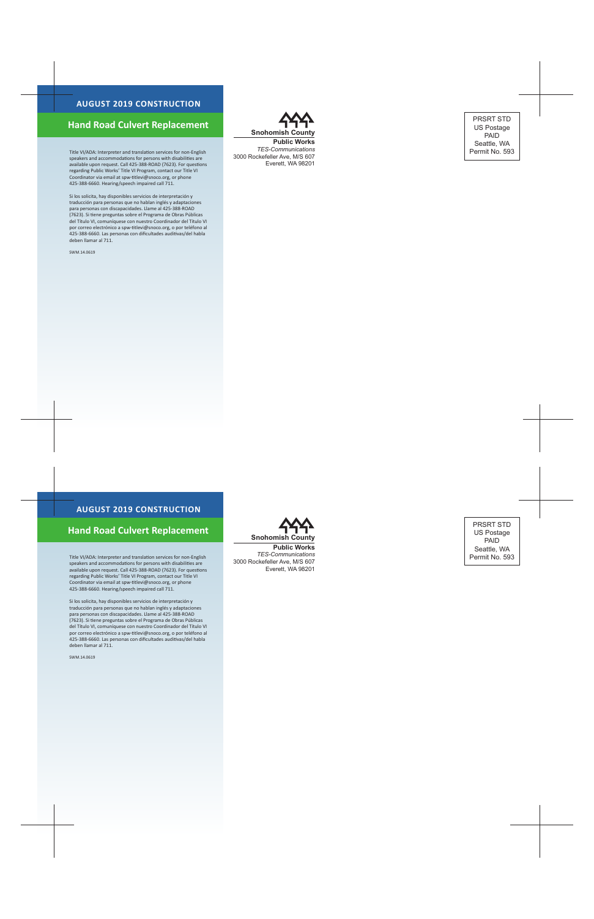## AUGUST 2019 CONSTRUCTION

## Hand Road Culvert Replacement

Title VI/ADA: Interpreter and translation services for non-English speakers and accommodations for persons with disabilities are available upon request. Call 425-388-ROAD (7623). For questions regarding Public Works' Title VI Program, contact our Title VI Coordinator via email at spw-titlevi@snoco.org, or phone 425-388-6660. Hearing/speech impaired call 711.

Si los solicita, hay disponibles servicios de interpretación y traducción para personas que no hablan inglés y adaptaciones para personas con discapacidades. Llame al 425-388-ROAD (7623). Si tiene preguntas sobre el Programa de Obras Públicas del Título VI, comuníquese con nuestro Coordinador del Título VI por correo electrónico a spw-titlevi@snoco.org, o por teléfono al 425-388-6660. Las personas con dificultades auditivas/del habla deben llamar al 711.

SWM.14.0619

**Snohomish County**
**Public Works**
*TES-Communications*
3000 Rockefeller Ave, M/S 607
Everett, WA 98201

PRSRT STD
US Postage
PAID
Seattle, WA
Permit No. 593

## AUGUST 2019 CONSTRUCTION

## Hand Road Culvert Replacement

Title VI/ADA: Interpreter and translation services for non-English speakers and accommodations for persons with disabilities are available upon request. Call 425-388-ROAD (7623). For questions regarding Public Works' Title VI Program, contact our Title VI Coordinator via email at spw-titlevi@snoco.org, or phone 425-388-6660. Hearing/speech impaired call 711.

Si los solicita, hay disponibles servicios de interpretación y traducción para personas que no hablan inglés y adaptaciones para personas con discapacidades. Llame al 425-388-ROAD (7623). Si tiene preguntas sobre el Programa de Obras Públicas del Título VI, comuníquese con nuestro Coordinador del Título VI por correo electrónico a spw-titlevi@snoco.org, o por teléfono al 425-388-6660. Las personas con dificultades auditivas/del habla deben llamar al 711.

SWM.14.0619

**Snohomish County**
**Public Works**
*TES-Communications*
3000 Rockefeller Ave, M/S 607
Everett, WA 98201

PRSRT STD
US Postage
PAID
Seattle, WA
Permit No. 593